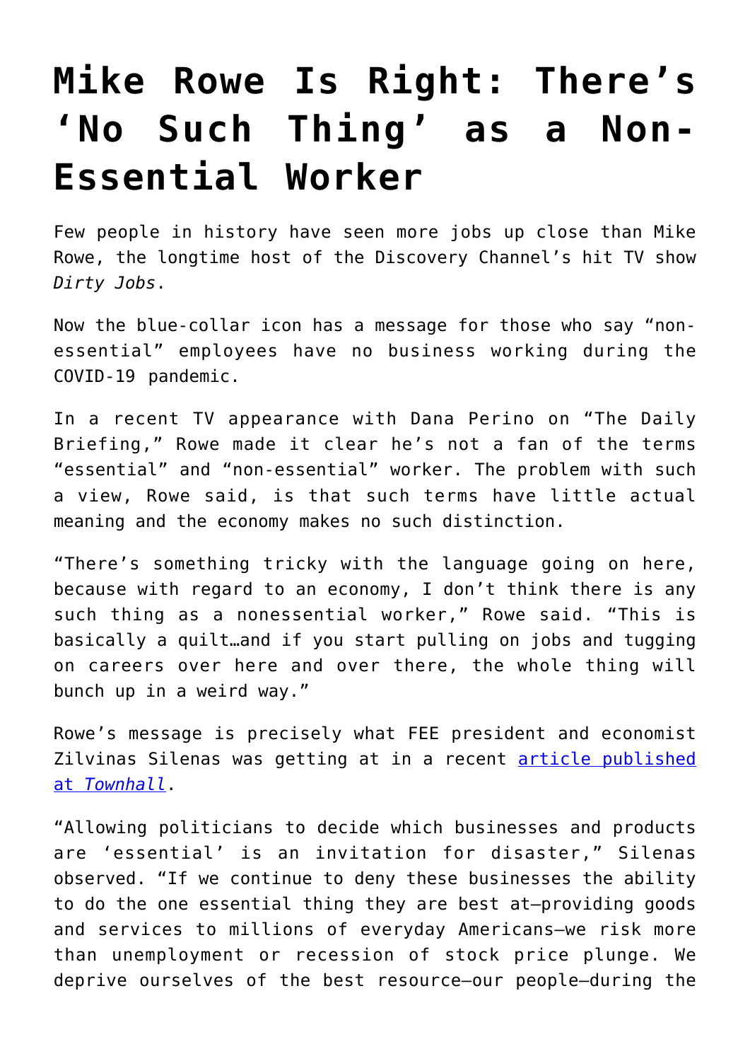# Mike Rowe Is Right: There's 'No Such Thing' as a Non-Essential Worker

Few people in history have seen more jobs up close than Mike Rowe, the longtime host of the Discovery Channel's hit TV show *Dirty Jobs*.

Now the blue-collar icon has a message for those who say "non-essential" employees have no business working during the COVID-19 pandemic.

In a recent TV appearance with Dana Perino on "The Daily Briefing," Rowe made it clear he's not a fan of the terms "essential" and "non-essential" worker. The problem with such a view, Rowe said, is that such terms have little actual meaning and the economy makes no such distinction.

"There's something tricky with the language going on here, because with regard to an economy, I don't think there is any such thing as a nonessential worker," Rowe said. "This is basically a quilt…and if you start pulling on jobs and tugging on careers over here and over there, the whole thing will bunch up in a weird way."

Rowe's message is precisely what FEE president and economist Zilvinas Silenas was getting at in a recent [article published at *Townhall*].

"Allowing politicians to decide which businesses and products are 'essential' is an invitation for disaster," Silenas observed. "If we continue to deny these businesses the ability to do the one essential thing they are best at—providing goods and services to millions of everyday Americans—we risk more than unemployment or recession of stock price plunge. We deprive ourselves of the best resource—our people—during the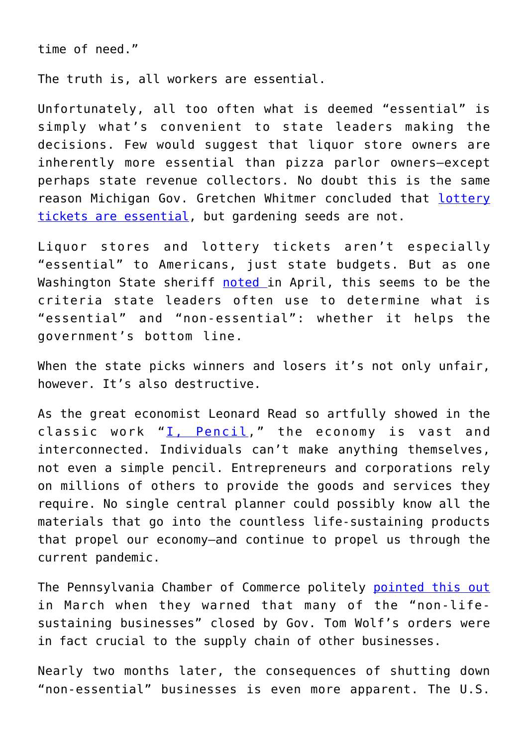time of need."

The truth is, all workers are essential.

Unfortunately, all too often what is deemed "essential" is simply what's convenient to state leaders making the decisions. Few would suggest that liquor store owners are inherently more essential than pizza parlor owners—except perhaps state revenue collectors. No doubt this is the same reason Michigan Gov. Gretchen Whitmer concluded that lottery tickets are essential, but gardening seeds are not.

Liquor stores and lottery tickets aren't especially "essential" to Americans, just state budgets. But as one Washington State sheriff noted in April, this seems to be the criteria state leaders often use to determine what is "essential" and "non-essential": whether it helps the government's bottom line.

When the state picks winners and losers it's not only unfair, however. It's also destructive.

As the great economist Leonard Read so artfully showed in the classic work "I, Pencil," the economy is vast and interconnected. Individuals can't make anything themselves, not even a simple pencil. Entrepreneurs and corporations rely on millions of others to provide the goods and services they require. No single central planner could possibly know all the materials that go into the countless life-sustaining products that propel our economy—and continue to propel us through the current pandemic.

The Pennsylvania Chamber of Commerce politely pointed this out in March when they warned that many of the "non-life-sustaining businesses" closed by Gov. Tom Wolf's orders were in fact crucial to the supply chain of other businesses.

Nearly two months later, the consequences of shutting down "non-essential" businesses is even more apparent. The U.S.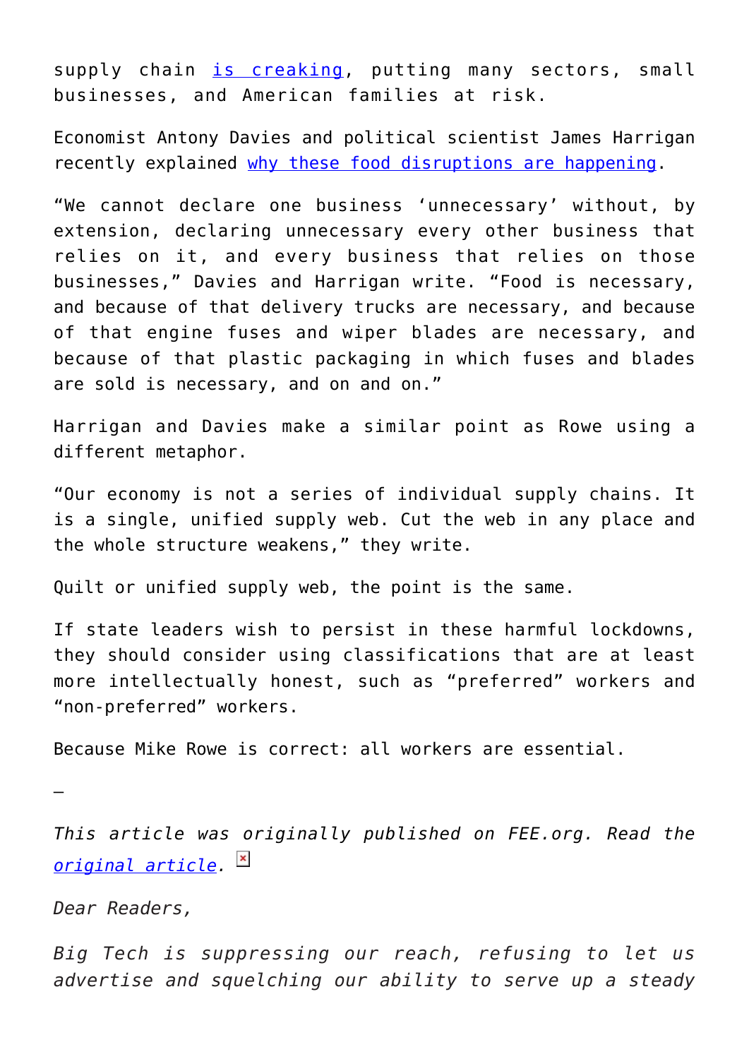supply chain [is creaking](#), putting many sectors, small businesses, and American families at risk.

Economist Antony Davies and political scientist James Harrigan recently explained [why these food disruptions are happening](#).

"We cannot declare one business 'unnecessary' without, by extension, declaring unnecessary every other business that relies on it, and every business that relies on those businesses," Davies and Harrigan write. "Food is necessary, and because of that delivery trucks are necessary, and because of that engine fuses and wiper blades are necessary, and because of that plastic packaging in which fuses and blades are sold is necessary, and on and on."

Harrigan and Davies make a similar point as Rowe using a different metaphor.

"Our economy is not a series of individual supply chains. It is a single, unified supply web. Cut the web in any place and the whole structure weakens," they write.

Quilt or unified supply web, the point is the same.

If state leaders wish to persist in these harmful lockdowns, they should consider using classifications that are at least more intellectually honest, such as "preferred" workers and "non-preferred" workers.

Because Mike Rowe is correct: all workers are essential.

—

*This article was originally published on FEE.org. Read the [original article](#).*

*Dear Readers,*

*Big Tech is suppressing our reach, refusing to let us advertise and squelching our ability to serve up a steady*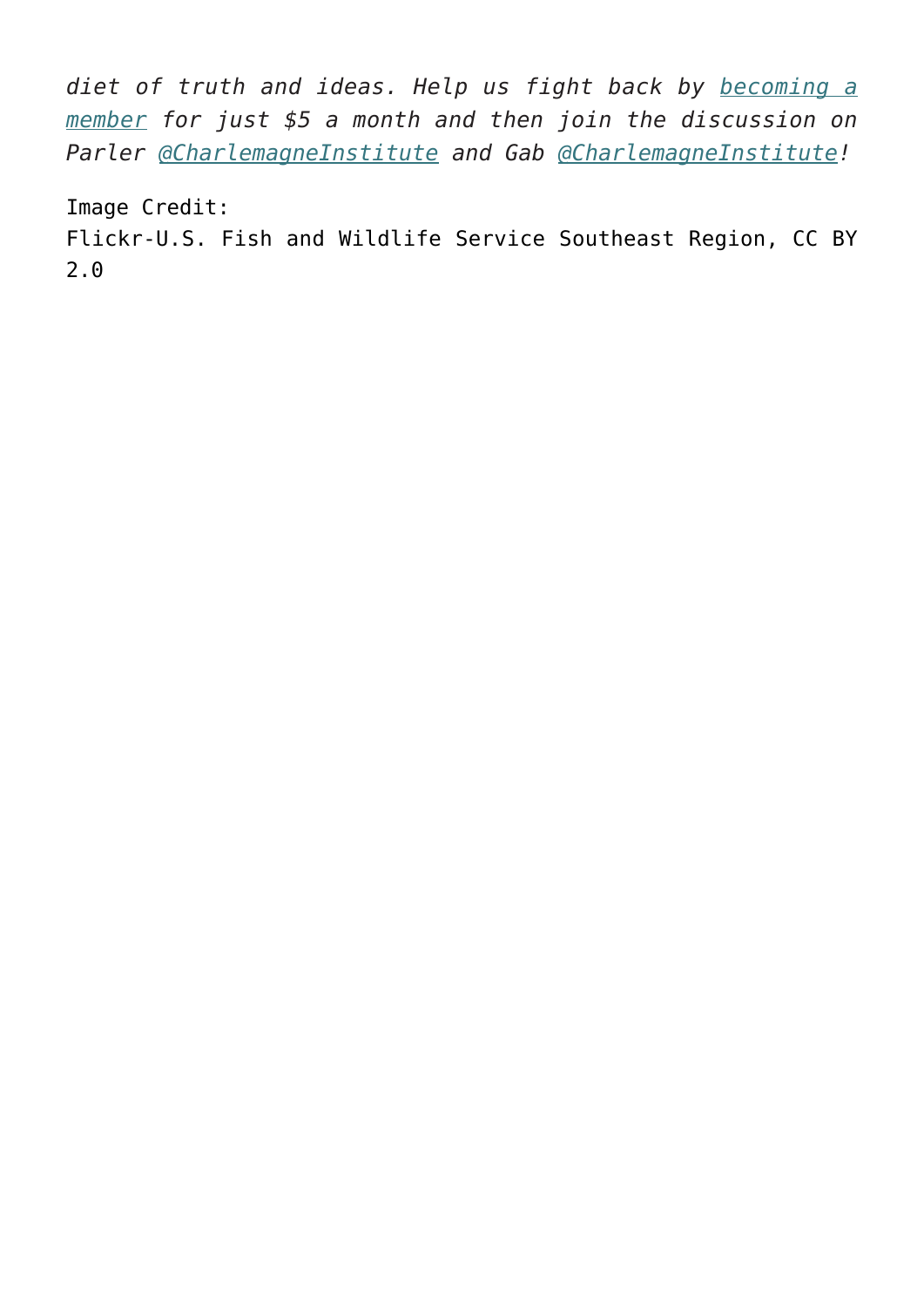*diet of truth and ideas. Help us fight back by becoming a member for just $5 a month and then join the discussion on Parler @CharlemagneInstitute and Gab @CharlemagneInstitute!*

Image Credit:
Flickr-U.S. Fish and Wildlife Service Southeast Region, CC BY 2.0